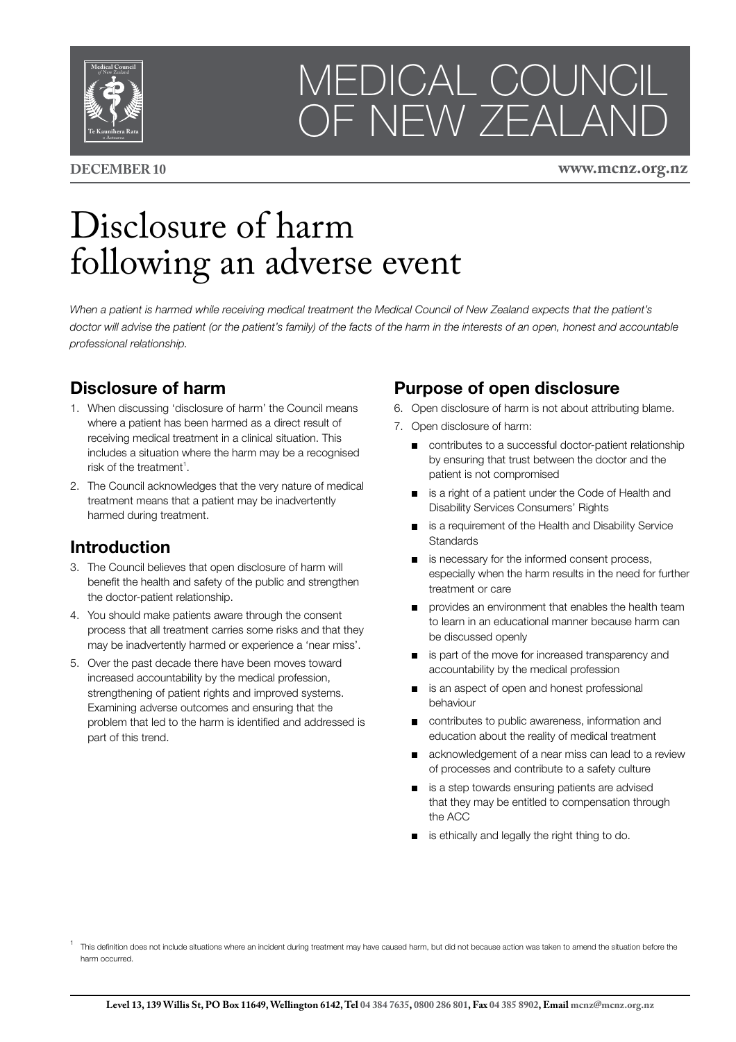# MEDICAL COUNCIL OF NEW ZEALAND

**DECEMBER 10** **www.mcnz.org.nz**

# Disclosure of harm following an adverse event

*When a patient is harmed while receiving medical treatment the Medical Council of New Zealand expects that the patient's doctor will advise the patient (or the patient's family) of the facts of the harm in the interests of an open, honest and accountable professional relationship.*

## Disclosure of harm

1. When discussing 'disclosure of harm' the Council means where a patient has been harmed as a direct result of receiving medical treatment in a clinical situation. This includes a situation where the harm may be a recognised risk of the treatment[1].
2. The Council acknowledges that the very nature of medical treatment means that a patient may be inadvertently harmed during treatment.

## Introduction

3. The Council believes that open disclosure of harm will benefit the health and safety of the public and strengthen the doctor-patient relationship.
4. You should make patients aware through the consent process that all treatment carries some risks and that they may be inadvertently harmed or experience a 'near miss'.
5. Over the past decade there have been moves toward increased accountability by the medical profession, strengthening of patient rights and improved systems. Examining adverse outcomes and ensuring that the problem that led to the harm is identified and addressed is part of this trend.

## Purpose of open disclosure

6. Open disclosure of harm is not about attributing blame.
7. Open disclosure of harm:
   - contributes to a successful doctor-patient relationship by ensuring that trust between the doctor and the patient is not compromised
   - is a right of a patient under the Code of Health and Disability Services Consumers' Rights
   - is a requirement of the Health and Disability Service Standards
   - is necessary for the informed consent process, especially when the harm results in the need for further treatment or care
   - provides an environment that enables the health team to learn in an educational manner because harm can be discussed openly
   - is part of the move for increased transparency and accountability by the medical profession
   - is an aspect of open and honest professional behaviour
   - contributes to public awareness, information and education about the reality of medical treatment
   - acknowledgement of a near miss can lead to a review of processes and contribute to a safety culture
   - is a step towards ensuring patients are advised that they may be entitled to compensation through the ACC
   - is ethically and legally the right thing to do.

[1] This definition does not include situations where an incident during treatment may have caused harm, but did not because action was taken to amend the situation before the harm occurred.

**Level 13, 139 Willis St, PO Box 11649, Wellington 6142, Tel 04 384 7635, 0800 286 801, Fax 04 385 8902, Email mcnz@mcnz.org.nz**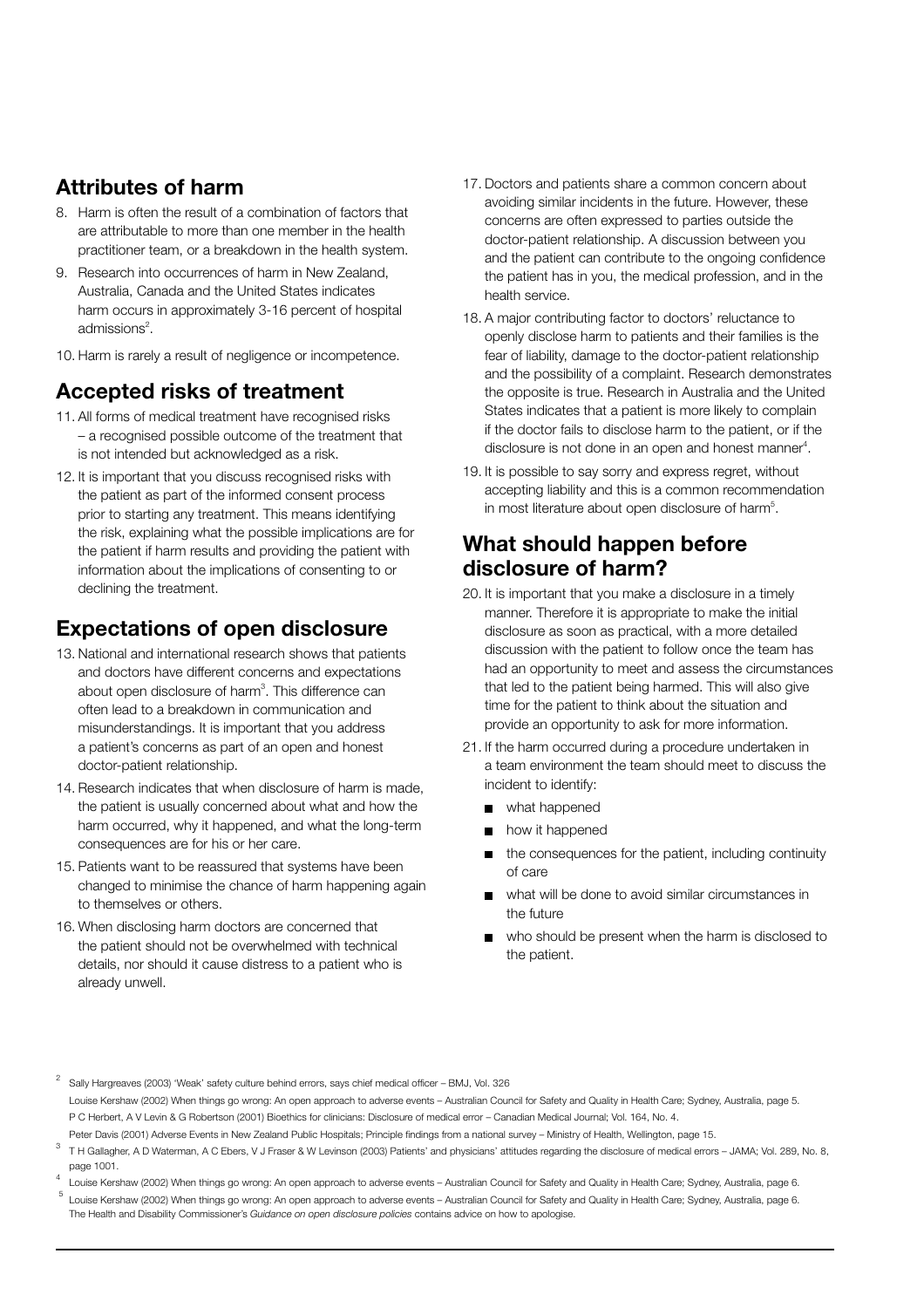## Attributes of harm

8. Harm is often the result of a combination of factors that are attributable to more than one member in the health practitioner team, or a breakdown in the health system.
9. Research into occurrences of harm in New Zealand, Australia, Canada and the United States indicates harm occurs in approximately 3-16 percent of hospital admissions[2].
10. Harm is rarely a result of negligence or incompetence.

## Accepted risks of treatment

11. All forms of medical treatment have recognised risks – a recognised possible outcome of the treatment that is not intended but acknowledged as a risk.
12. It is important that you discuss recognised risks with the patient as part of the informed consent process prior to starting any treatment. This means identifying the risk, explaining what the possible implications are for the patient if harm results and providing the patient with information about the implications of consenting to or declining the treatment.

## Expectations of open disclosure

13. National and international research shows that patients and doctors have different concerns and expectations about open disclosure of harm[3]. This difference can often lead to a breakdown in communication and misunderstandings. It is important that you address a patient's concerns as part of an open and honest doctor-patient relationship.
14. Research indicates that when disclosure of harm is made, the patient is usually concerned about what and how the harm occurred, why it happened, and what the long-term consequences are for his or her care.
15. Patients want to be reassured that systems have been changed to minimise the chance of harm happening again to themselves or others.
16. When disclosing harm doctors are concerned that the patient should not be overwhelmed with technical details, nor should it cause distress to a patient who is already unwell.
17. Doctors and patients share a common concern about avoiding similar incidents in the future. However, these concerns are often expressed to parties outside the doctor-patient relationship. A discussion between you and the patient can contribute to the ongoing confidence the patient has in you, the medical profession, and in the health service.
18. A major contributing factor to doctors' reluctance to openly disclose harm to patients and their families is the fear of liability, damage to the doctor-patient relationship and the possibility of a complaint. Research demonstrates the opposite is true. Research in Australia and the United States indicates that a patient is more likely to complain if the doctor fails to disclose harm to the patient, or if the disclosure is not done in an open and honest manner[4].
19. It is possible to say sorry and express regret, without accepting liability and this is a common recommendation in most literature about open disclosure of harm[5].

## What should happen before disclosure of harm?

20. It is important that you make a disclosure in a timely manner. Therefore it is appropriate to make the initial disclosure as soon as practical, with a more detailed discussion with the patient to follow once the team has had an opportunity to meet and assess the circumstances that led to the patient being harmed. This will also give time for the patient to think about the situation and provide an opportunity to ask for more information.
21. If the harm occurred during a procedure undertaken in a team environment the team should meet to discuss the incident to identify:
    - what happened
    - how it happened
    - the consequences for the patient, including continuity of care
    - what will be done to avoid similar circumstances in the future
    - who should be present when the harm is disclosed to the patient.

---

[2] Sally Hargreaves (2003) 'Weak' safety culture behind errors, says chief medical officer – BMJ, Vol. 326
Louise Kershaw (2002) When things go wrong: An open approach to adverse events – Australian Council for Safety and Quality in Health Care; Sydney, Australia, page 5.
P C Herbert, A V Levin & G Robertson (2001) Bioethics for clinicians: Disclosure of medical error – Canadian Medical Journal; Vol. 164, No. 4.
Peter Davis (2001) Adverse Events in New Zealand Public Hospitals; Principle findings from a national survey – Ministry of Health, Wellington, page 15.

[3] T H Gallagher, A D Waterman, A C Ebers, V J Fraser & W Levinson (2003) Patients' and physicians' attitudes regarding the disclosure of medical errors – JAMA; Vol. 289, No. 8, page 1001.

[4] Louise Kershaw (2002) When things go wrong: An open approach to adverse events – Australian Council for Safety and Quality in Health Care; Sydney, Australia, page 6.

[5] Louise Kershaw (2002) When things go wrong: An open approach to adverse events – Australian Council for Safety and Quality in Health Care; Sydney, Australia, page 6.
The Health and Disability Commissioner's *Guidance on open disclosure policies* contains advice on how to apologise.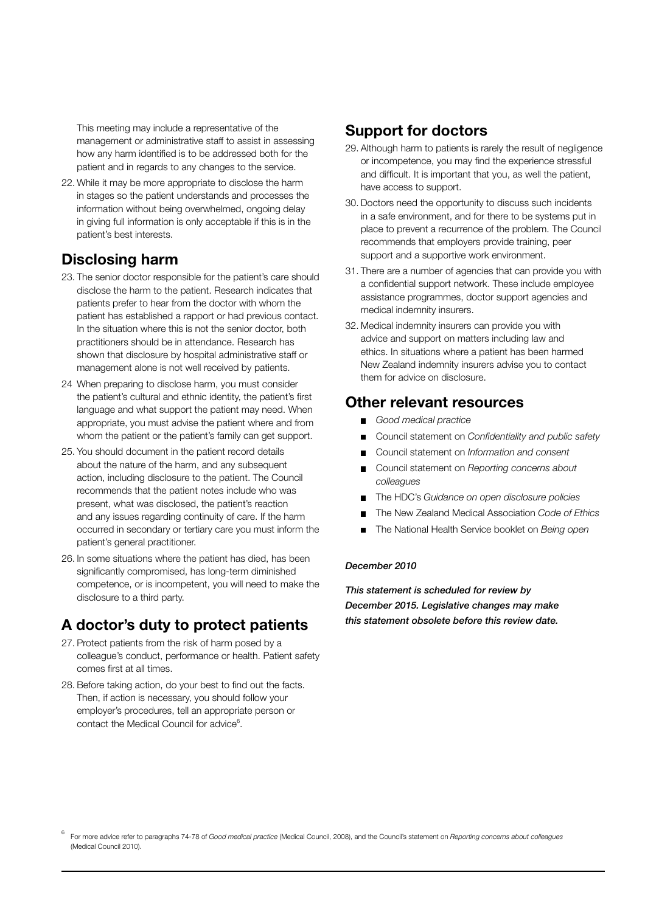This meeting may include a representative of the management or administrative staff to assist in assessing how any harm identified is to be addressed both for the patient and in regards to any changes to the service.

22. While it may be more appropriate to disclose the harm in stages so the patient understands and processes the information without being overwhelmed, ongoing delay in giving full information is only acceptable if this is in the patient's best interests.

## Disclosing harm

23. The senior doctor responsible for the patient's care should disclose the harm to the patient. Research indicates that patients prefer to hear from the doctor with whom the patient has established a rapport or had previous contact. In the situation where this is not the senior doctor, both practitioners should be in attendance. Research has shown that disclosure by hospital administrative staff or management alone is not well received by patients.

24 When preparing to disclose harm, you must consider the patient's cultural and ethnic identity, the patient's first language and what support the patient may need. When appropriate, you must advise the patient where and from whom the patient or the patient's family can get support.

25. You should document in the patient record details about the nature of the harm, and any subsequent action, including disclosure to the patient. The Council recommends that the patient notes include who was present, what was disclosed, the patient's reaction and any issues regarding continuity of care. If the harm occurred in secondary or tertiary care you must inform the patient's general practitioner.

26. In some situations where the patient has died, has been significantly compromised, has long-term diminished competence, or is incompetent, you will need to make the disclosure to a third party.

## A doctor's duty to protect patients

27. Protect patients from the risk of harm posed by a colleague's conduct, performance or health. Patient safety comes first at all times.

28. Before taking action, do your best to find out the facts. Then, if action is necessary, you should follow your employer's procedures, tell an appropriate person or contact the Medical Council for advice[6].

## Support for doctors

29. Although harm to patients is rarely the result of negligence or incompetence, you may find the experience stressful and difficult. It is important that you, as well the patient, have access to support.

30. Doctors need the opportunity to discuss such incidents in a safe environment, and for there to be systems put in place to prevent a recurrence of the problem. The Council recommends that employers provide training, peer support and a supportive work environment.

31. There are a number of agencies that can provide you with a confidential support network. These include employee assistance programmes, doctor support agencies and medical indemnity insurers.

32. Medical indemnity insurers can provide you with advice and support on matters including law and ethics. In situations where a patient has been harmed New Zealand indemnity insurers advise you to contact them for advice on disclosure.

## Other relevant resources

- *Good medical practice*
- Council statement on *Confidentiality and public safety*
- Council statement on *Information and consent*
- Council statement on *Reporting concerns about colleagues*
- The HDC's *Guidance on open disclosure policies*
- The New Zealand Medical Association *Code of Ethics*
- The National Health Service booklet on *Being open*

***December 2010***

***This statement is scheduled for review by December 2015. Legislative changes may make this statement obsolete before this review date.***

[6] For more advice refer to paragraphs 74-78 of *Good medical practice* (Medical Council, 2008), and the Council's statement on *Reporting concerns about colleagues* (Medical Council 2010).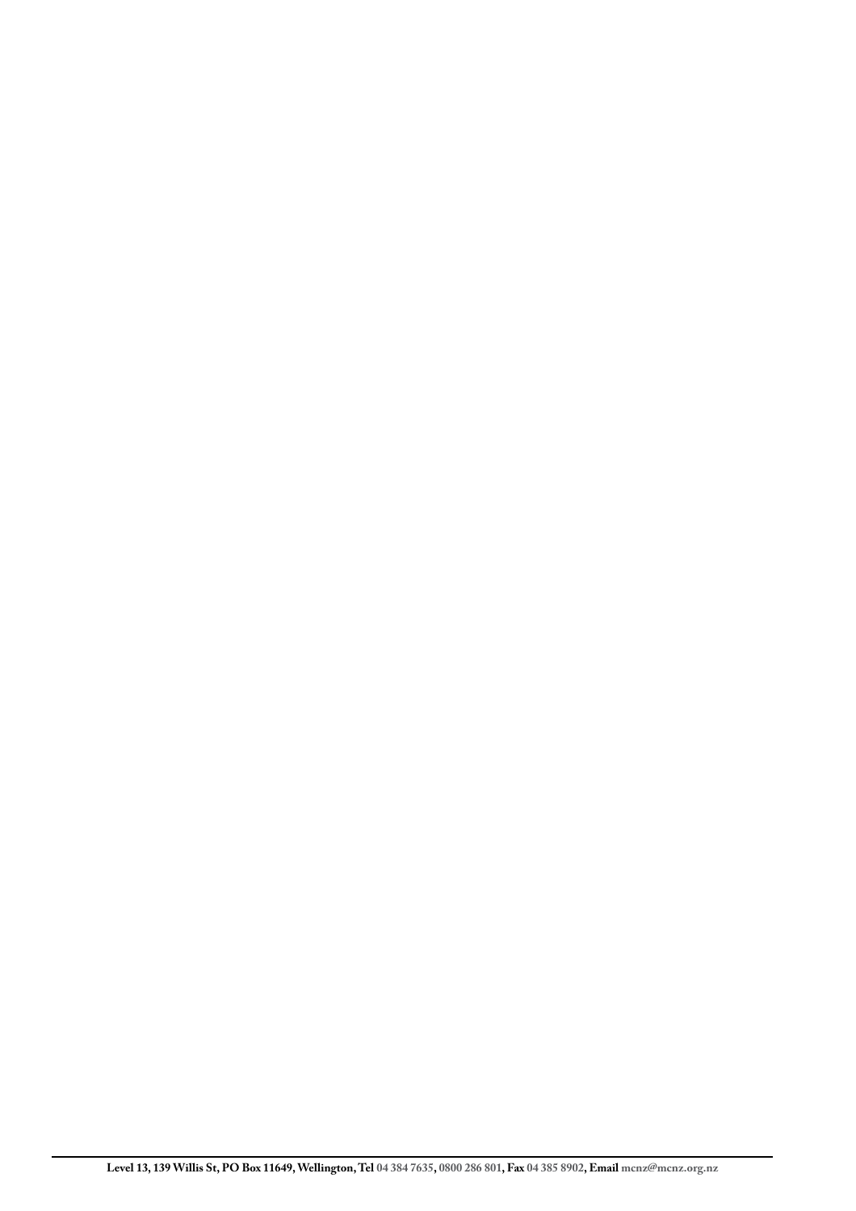**Level 13, 139 Willis St, PO Box 11649, Wellington, Tel** 04 384 7635, 0800 286 801, **Fax** 04 385 8902, **Email** mcnz@mcnz.org.nz